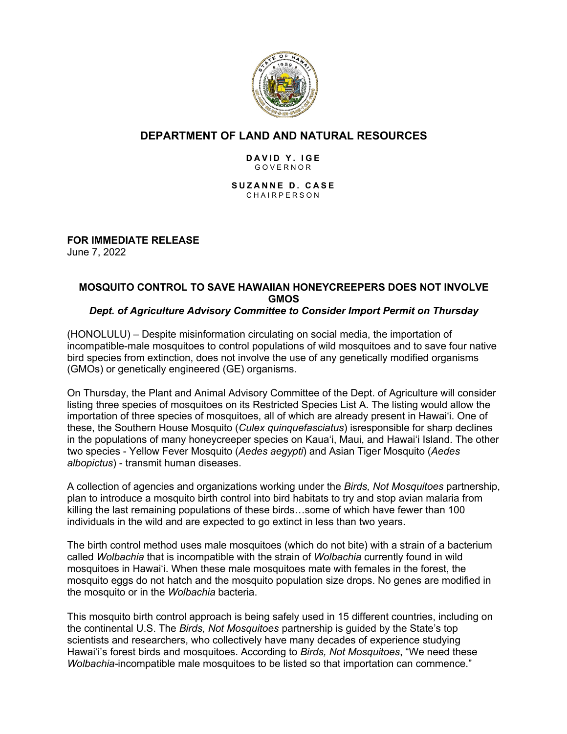# DEPARTMENT OF LAND AND NATURAL RESOURCES

**DAVID Y. IGE**
GOVERNOR

**SUZANNE D. CASE**
CHAIRPERSON

**FOR IMMEDIATE RELEASE**
June 7, 2022

## MOSQUITO CONTROL TO SAVE HAWAIIAN HONEYCREEPERS DOES NOT INVOLVE GMOS

***Dept. of Agriculture Advisory Committee to Consider Import Permit on Thursday***

(HONOLULU) – Despite misinformation circulating on social media, the importation of incompatible-male mosquitoes to control populations of wild mosquitoes and to save four native bird species from extinction, does not involve the use of any genetically modified organisms (GMOs) or genetically engineered (GE) organisms.

On Thursday, the Plant and Animal Advisory Committee of the Dept. of Agriculture will consider listing three species of mosquitoes on its Restricted Species List A. The listing would allow the importation of three species of mosquitoes, all of which are already present in Hawaiʻi. One of these, the Southern House Mosquito (*Culex quinquefasciatus*) isresponsible for sharp declines in the populations of many honeycreeper species on Kauaʻi, Maui, and Hawaiʻi Island. The other two species - Yellow Fever Mosquito (*Aedes aegypti*) and Asian Tiger Mosquito (*Aedes albopictus*) - transmit human diseases.

A collection of agencies and organizations working under the *Birds, Not Mosquitoes* partnership, plan to introduce a mosquito birth control into bird habitats to try and stop avian malaria from killing the last remaining populations of these birds…some of which have fewer than 100 individuals in the wild and are expected to go extinct in less than two years.

The birth control method uses male mosquitoes (which do not bite) with a strain of a bacterium called *Wolbachia* that is incompatible with the strain of *Wolbachia* currently found in wild mosquitoes in Hawaiʻi. When these male mosquitoes mate with females in the forest, the mosquito eggs do not hatch and the mosquito population size drops. No genes are modified in the mosquito or in the *Wolbachia* bacteria.

This mosquito birth control approach is being safely used in 15 different countries, including on the continental U.S. The *Birds, Not Mosquitoes* partnership is guided by the State's top scientists and researchers, who collectively have many decades of experience studying Hawaiʻi's forest birds and mosquitoes. According to *Birds, Not Mosquitoes*, "We need these *Wolbachia*-incompatible male mosquitoes to be listed so that importation can commence."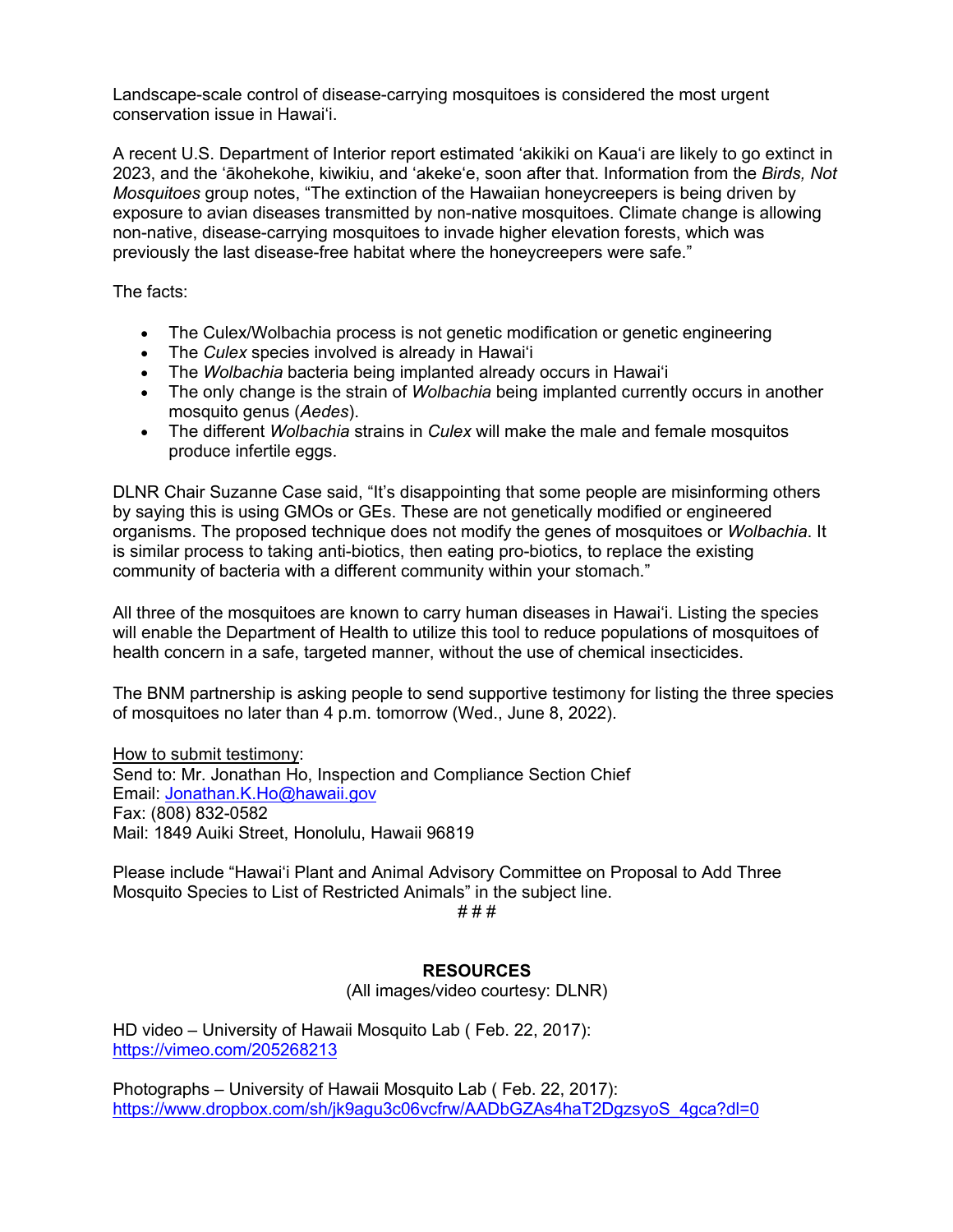Landscape-scale control of disease-carrying mosquitoes is considered the most urgent conservation issue in Hawaiʻi.

A recent U.S. Department of Interior report estimated ʻakikiki on Kauaʻi are likely to go extinct in 2023, and the ʻākohekohe, kiwikiu, and ʻakekeʻe, soon after that. Information from the *Birds, Not Mosquitoes* group notes, "The extinction of the Hawaiian honeycreepers is being driven by exposure to avian diseases transmitted by non-native mosquitoes. Climate change is allowing non-native, disease-carrying mosquitoes to invade higher elevation forests, which was previously the last disease-free habitat where the honeycreepers were safe."

The facts:

- The Culex/Wolbachia process is not genetic modification or genetic engineering
- The *Culex* species involved is already in Hawaiʻi
- The *Wolbachia* bacteria being implanted already occurs in Hawaiʻi
- The only change is the strain of *Wolbachia* being implanted currently occurs in another mosquito genus (*Aedes*).
- The different *Wolbachia* strains in *Culex* will make the male and female mosquitos produce infertile eggs.

DLNR Chair Suzanne Case said, "It's disappointing that some people are misinforming others by saying this is using GMOs or GEs. These are not genetically modified or engineered organisms. The proposed technique does not modify the genes of mosquitoes or *Wolbachia*. It is similar process to taking anti-biotics, then eating pro-biotics, to replace the existing community of bacteria with a different community within your stomach."

All three of the mosquitoes are known to carry human diseases in Hawaiʻi. Listing the species will enable the Department of Health to utilize this tool to reduce populations of mosquitoes of health concern in a safe, targeted manner, without the use of chemical insecticides.

The BNM partnership is asking people to send supportive testimony for listing the three species of mosquitoes no later than 4 p.m. tomorrow (Wed., June 8, 2022).

<u>How to submit testimony</u>:
Send to: Mr. Jonathan Ho, Inspection and Compliance Section Chief
Email: Jonathan.K.Ho@hawaii.gov
Fax: (808) 832-0582
Mail: 1849 Auiki Street, Honolulu, Hawaii 96819

Please include "Hawaiʻi Plant and Animal Advisory Committee on Proposal to Add Three Mosquito Species to List of Restricted Animals" in the subject line.

# # #

**RESOURCES**

(All images/video courtesy: DLNR)

HD video – University of Hawaii Mosquito Lab ( Feb. 22, 2017):
https://vimeo.com/205268213

Photographs – University of Hawaii Mosquito Lab ( Feb. 22, 2017):
https://www.dropbox.com/sh/jk9agu3c06vcfrw/AADbGZAs4haT2DgzsyoS_4gca?dl=0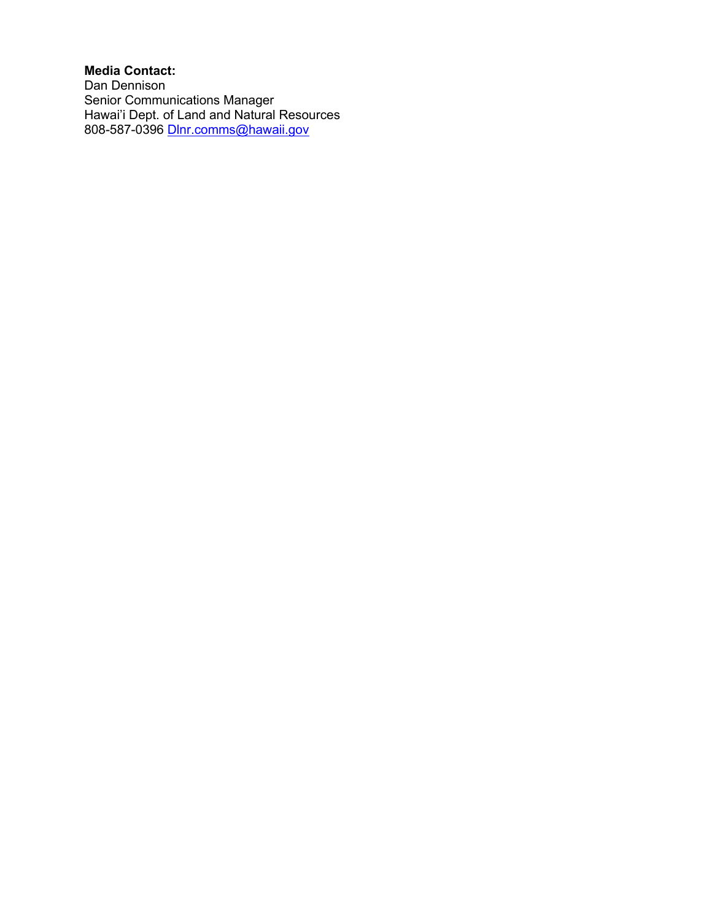**Media Contact:**
Dan Dennison
Senior Communications Manager
Hawai'i Dept. of Land and Natural Resources
808-587-0396 Dlnr.comms@hawaii.gov